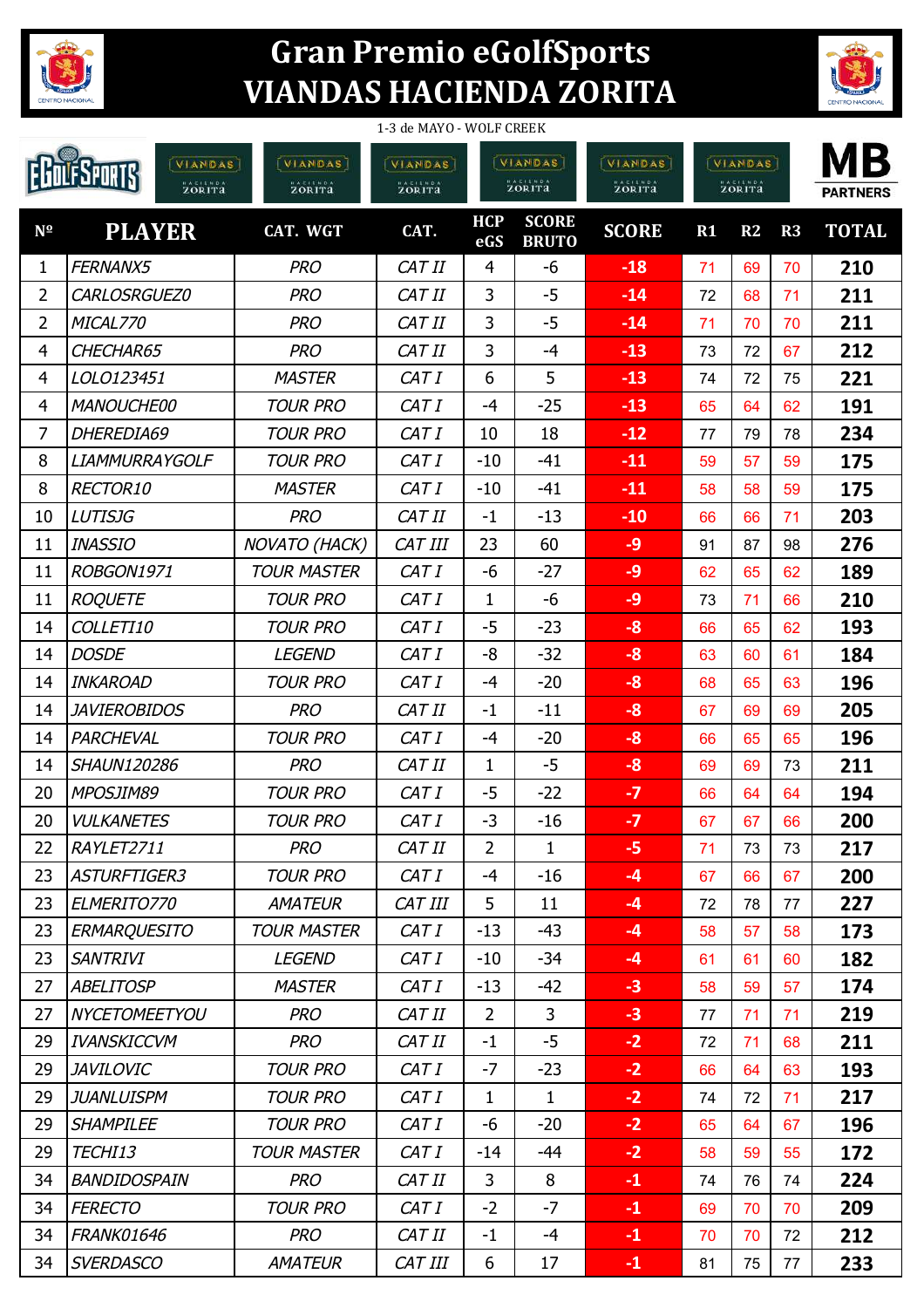# Gran Premio eGolfSports
# VIANDAS HACIENDA ZORITA

1-3 de MAYO - WOLF CREEK

| Nº | PLAYER | CAT. WGT | CAT. | HCP eGS | SCORE BRUTO | SCORE | R1 | R2 | R3 | TOTAL |
|---|---|---|---|---|---|---|---|---|---|---|
| 1 | FERNANX5 | PRO | CAT II | 4 | -6 | -18 | 71 | 69 | 70 | 210 |
| 2 | CARLOSRGUEZ0 | PRO | CAT II | 3 | -5 | -14 | 72 | 68 | 71 | 211 |
| 2 | MICAL770 | PRO | CAT II | 3 | -5 | -14 | 71 | 70 | 70 | 211 |
| 4 | CHECHAR65 | PRO | CAT II | 3 | -4 | -13 | 73 | 72 | 67 | 212 |
| 4 | LOLO123451 | MASTER | CAT I | 6 | 5 | -13 | 74 | 72 | 75 | 221 |
| 4 | MANOUCHE00 | TOUR PRO | CAT I | -4 | -25 | -13 | 65 | 64 | 62 | 191 |
| 7 | DHEREDIA69 | TOUR PRO | CAT I | 10 | 18 | -12 | 77 | 79 | 78 | 234 |
| 8 | LIAMMURRAYGOLF | TOUR PRO | CAT I | -10 | -41 | -11 | 59 | 57 | 59 | 175 |
| 8 | RECTOR10 | MASTER | CAT I | -10 | -41 | -11 | 58 | 58 | 59 | 175 |
| 10 | LUTISJG | PRO | CAT II | -1 | -13 | -10 | 66 | 66 | 71 | 203 |
| 11 | INASSIO | NOVATO (HACK) | CAT III | 23 | 60 | -9 | 91 | 87 | 98 | 276 |
| 11 | ROBGON1971 | TOUR MASTER | CAT I | -6 | -27 | -9 | 62 | 65 | 62 | 189 |
| 11 | ROQUETE | TOUR PRO | CAT I | 1 | -6 | -9 | 73 | 71 | 66 | 210 |
| 14 | COLLETI10 | TOUR PRO | CAT I | -5 | -23 | -8 | 66 | 65 | 62 | 193 |
| 14 | DOSDE | LEGEND | CAT I | -8 | -32 | -8 | 63 | 60 | 61 | 184 |
| 14 | INKAROAD | TOUR PRO | CAT I | -4 | -20 | -8 | 68 | 65 | 63 | 196 |
| 14 | JAVIEROBIDOS | PRO | CAT II | -1 | -11 | -8 | 67 | 69 | 69 | 205 |
| 14 | PARCHEVAL | TOUR PRO | CAT I | -4 | -20 | -8 | 66 | 65 | 65 | 196 |
| 14 | SHAUN120286 | PRO | CAT II | 1 | -5 | -8 | 69 | 69 | 73 | 211 |
| 20 | MPOSJIM89 | TOUR PRO | CAT I | -5 | -22 | -7 | 66 | 64 | 64 | 194 |
| 20 | VULKANETES | TOUR PRO | CAT I | -3 | -16 | -7 | 67 | 67 | 66 | 200 |
| 22 | RAYLET2711 | PRO | CAT II | 2 | 1 | -5 | 71 | 73 | 73 | 217 |
| 23 | ASTURFTIGER3 | TOUR PRO | CAT I | -4 | -16 | -4 | 67 | 66 | 67 | 200 |
| 23 | ELMERITO770 | AMATEUR | CAT III | 5 | 11 | -4 | 72 | 78 | 77 | 227 |
| 23 | ERMARQUESITO | TOUR MASTER | CAT I | -13 | -43 | -4 | 58 | 57 | 58 | 173 |
| 23 | SANTRIVI | LEGEND | CAT I | -10 | -34 | -4 | 61 | 61 | 60 | 182 |
| 27 | ABELITOSP | MASTER | CAT I | -13 | -42 | -3 | 58 | 59 | 57 | 174 |
| 27 | NYCETOMEETYOU | PRO | CAT II | 2 | 3 | -3 | 77 | 71 | 71 | 219 |
| 29 | IVANSKICCVM | PRO | CAT II | -1 | -5 | -2 | 72 | 71 | 68 | 211 |
| 29 | JAVILOVIC | TOUR PRO | CAT I | -7 | -23 | -2 | 66 | 64 | 63 | 193 |
| 29 | JUANLUISPM | TOUR PRO | CAT I | 1 | 1 | -2 | 74 | 72 | 71 | 217 |
| 29 | SHAMPILEE | TOUR PRO | CAT I | -6 | -20 | -2 | 65 | 64 | 67 | 196 |
| 29 | TECHI13 | TOUR MASTER | CAT I | -14 | -44 | -2 | 58 | 59 | 55 | 172 |
| 34 | BANDIDOSPAIN | PRO | CAT II | 3 | 8 | -1 | 74 | 76 | 74 | 224 |
| 34 | FERECTO | TOUR PRO | CAT I | -2 | -7 | -1 | 69 | 70 | 70 | 209 |
| 34 | FRANK01646 | PRO | CAT II | -1 | -4 | -1 | 70 | 70 | 72 | 212 |
| 34 | SVERDASCO | AMATEUR | CAT III | 6 | 17 | -1 | 81 | 75 | 77 | 233 |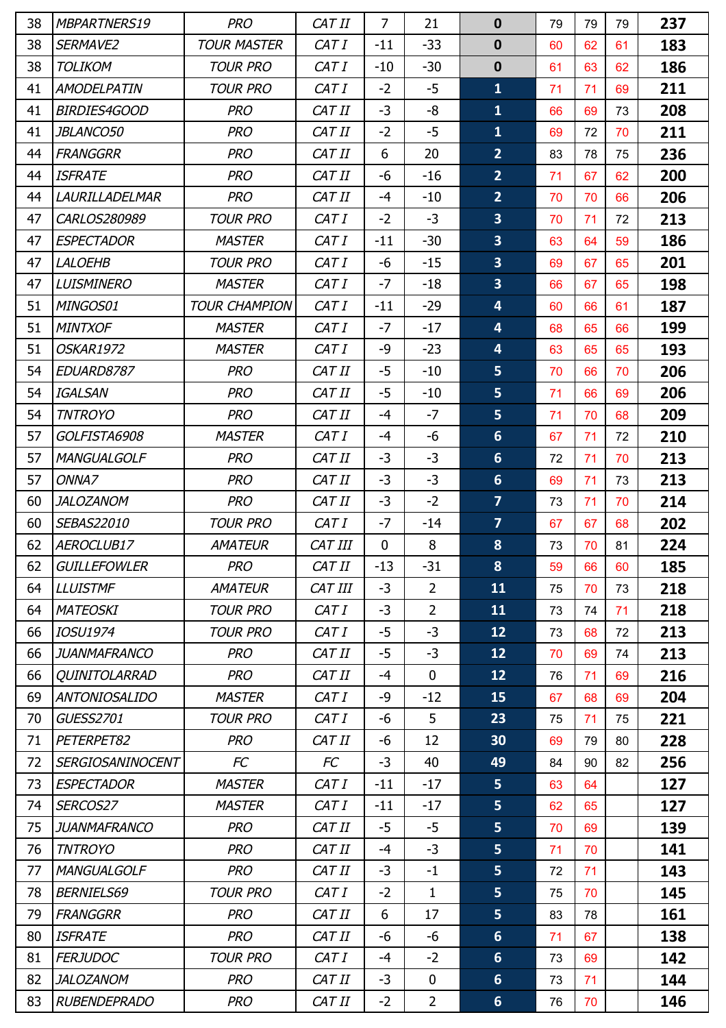| | | | | | | | | | | |
|---|---|---|---|---|---|---|---|---|---|---|
| 38 | *MBPARTNERS19* | *PRO* | *CAT II* | 7 | 21 | **0** | 79 | 79 | 79 | **237** |
| 38 | *SERMAVE2* | *TOUR MASTER* | *CAT I* | -11 | -33 | **0** | 60 | 62 | 61 | **183** |
| 38 | *TOLIKOM* | *TOUR PRO* | *CAT I* | -10 | -30 | **0** | 61 | 63 | 62 | **186** |
| 41 | *AMODELPATIN* | *TOUR PRO* | *CAT I* | -2 | -5 | **1** | 71 | 71 | 69 | **211** |
| 41 | *BIRDIES4GOOD* | *PRO* | *CAT II* | -3 | -8 | **1** | 66 | 69 | 73 | **208** |
| 41 | *JBLANCO50* | *PRO* | *CAT II* | -2 | -5 | **1** | 69 | 72 | 70 | **211** |
| 44 | *FRANGGRR* | *PRO* | *CAT II* | 6 | 20 | **2** | 83 | 78 | 75 | **236** |
| 44 | *ISFRATE* | *PRO* | *CAT II* | -6 | -16 | **2** | 71 | 67 | 62 | **200** |
| 44 | *LAURILLADELMAR* | *PRO* | *CAT II* | -4 | -10 | **2** | 70 | 70 | 66 | **206** |
| 47 | *CARLOS280989* | *TOUR PRO* | *CAT I* | -2 | -3 | **3** | 70 | 71 | 72 | **213** |
| 47 | *ESPECTADOR* | *MASTER* | *CAT I* | -11 | -30 | **3** | 63 | 64 | 59 | **186** |
| 47 | *LALOEHB* | *TOUR PRO* | *CAT I* | -6 | -15 | **3** | 69 | 67 | 65 | **201** |
| 47 | *LUISMINERO* | *MASTER* | *CAT I* | -7 | -18 | **3** | 66 | 67 | 65 | **198** |
| 51 | *MINGOS01* | *TOUR CHAMPION* | *CAT I* | -11 | -29 | **4** | 60 | 66 | 61 | **187** |
| 51 | *MINTXOF* | *MASTER* | *CAT I* | -7 | -17 | **4** | 68 | 65 | 66 | **199** |
| 51 | *OSKAR1972* | *MASTER* | *CAT I* | -9 | -23 | **4** | 63 | 65 | 65 | **193** |
| 54 | *EDUARD8787* | *PRO* | *CAT II* | -5 | -10 | **5** | 70 | 66 | 70 | **206** |
| 54 | *IGALSAN* | *PRO* | *CAT II* | -5 | -10 | **5** | 71 | 66 | 69 | **206** |
| 54 | *TNTROYO* | *PRO* | *CAT II* | -4 | -7 | **5** | 71 | 70 | 68 | **209** |
| 57 | *GOLFISTA6908* | *MASTER* | *CAT I* | -4 | -6 | **6** | 67 | 71 | 72 | **210** |
| 57 | *MANGUALGOLF* | *PRO* | *CAT II* | -3 | -3 | **6** | 72 | 71 | 70 | **213** |
| 57 | *ONNA7* | *PRO* | *CAT II* | -3 | -3 | **6** | 69 | 71 | 73 | **213** |
| 60 | *JALOZANOM* | *PRO* | *CAT II* | -3 | -2 | **7** | 73 | 71 | 70 | **214** |
| 60 | *SEBAS22010* | *TOUR PRO* | *CAT I* | -7 | -14 | **7** | 67 | 67 | 68 | **202** |
| 62 | *AEROCLUB17* | *AMATEUR* | *CAT III* | 0 | 8 | **8** | 73 | 70 | 81 | **224** |
| 62 | *GUILLEFOWLER* | *PRO* | *CAT II* | -13 | -31 | **8** | 59 | 66 | 60 | **185** |
| 64 | *LLUISTMF* | *AMATEUR* | *CAT III* | -3 | 2 | **11** | 75 | 70 | 73 | **218** |
| 64 | *MATEOSKI* | *TOUR PRO* | *CAT I* | -3 | 2 | **11** | 73 | 74 | 71 | **218** |
| 66 | *IOSU1974* | *TOUR PRO* | *CAT I* | -5 | -3 | **12** | 73 | 68 | 72 | **213** |
| 66 | *JUANMAFRANCO* | *PRO* | *CAT II* | -5 | -3 | **12** | 70 | 69 | 74 | **213** |
| 66 | *QUINITOLARRAD* | *PRO* | *CAT II* | -4 | 0 | **12** | 76 | 71 | 69 | **216** |
| 69 | *ANTONIOSALIDO* | *MASTER* | *CAT I* | -9 | -12 | **15** | 67 | 68 | 69 | **204** |
| 70 | *GUESS2701* | *TOUR PRO* | *CAT I* | -6 | 5 | **23** | 75 | 71 | 75 | **221** |
| 71 | *PETERPET82* | *PRO* | *CAT II* | -6 | 12 | **30** | 69 | 79 | 80 | **228** |
| 72 | *SERGIOSANINOCENT* | *FC* | *FC* | -3 | 40 | **49** | 84 | 90 | 82 | **256** |
| 73 | *ESPECTADOR* | *MASTER* | *CAT I* | -11 | -17 | **5** | 63 | 64 | | **127** |
| 74 | *SERCOS27* | *MASTER* | *CAT I* | -11 | -17 | **5** | 62 | 65 | | **127** |
| 75 | *JUANMAFRANCO* | *PRO* | *CAT II* | -5 | -5 | **5** | 70 | 69 | | **139** |
| 76 | *TNTROYO* | *PRO* | *CAT II* | -4 | -3 | **5** | 71 | 70 | | **141** |
| 77 | *MANGUALGOLF* | *PRO* | *CAT II* | -3 | -1 | **5** | 72 | 71 | | **143** |
| 78 | *BERNIELS69* | *TOUR PRO* | *CAT I* | -2 | 1 | **5** | 75 | 70 | | **145** |
| 79 | *FRANGGRR* | *PRO* | *CAT II* | 6 | 17 | **5** | 83 | 78 | | **161** |
| 80 | *ISFRATE* | *PRO* | *CAT II* | -6 | -6 | **6** | 71 | 67 | | **138** |
| 81 | *FERJUDOC* | *TOUR PRO* | *CAT I* | -4 | -2 | **6** | 73 | 69 | | **142** |
| 82 | *JALOZANOM* | *PRO* | *CAT II* | -3 | 0 | **6** | 73 | 71 | | **144** |
| 83 | *RUBENDEPRADO* | *PRO* | *CAT II* | -2 | 2 | **6** | 76 | 70 | | **146** |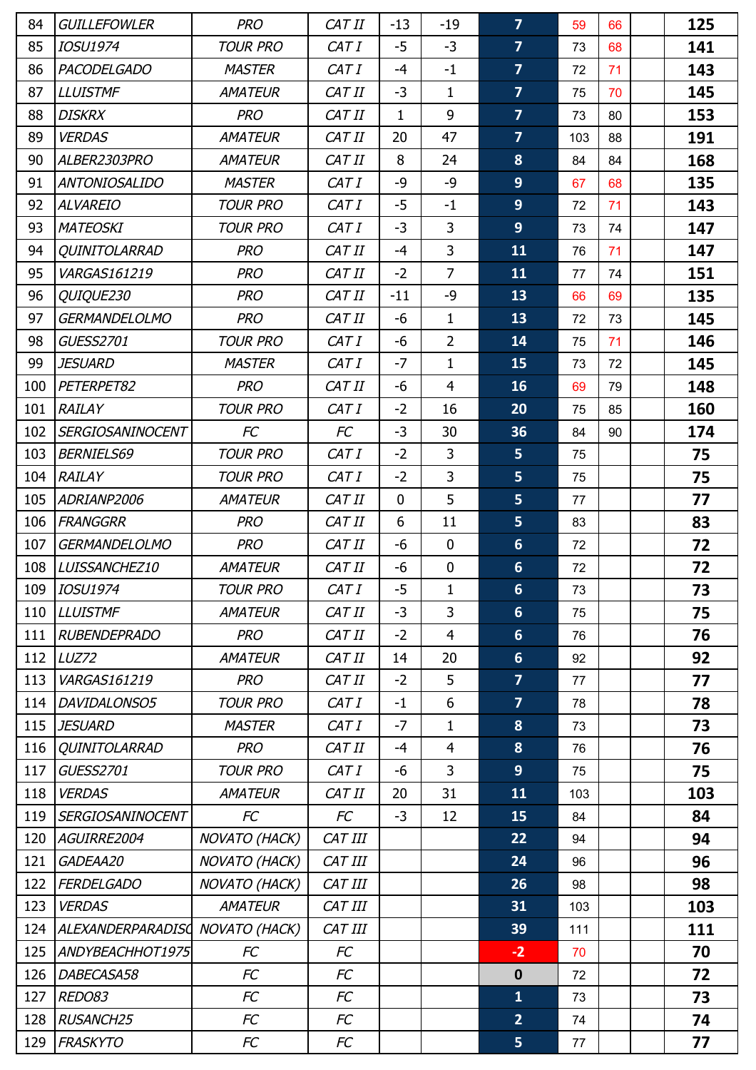| 84 | GUILLEFOWLER | PRO | CAT II | -13 | -19 | 7 | 59 | 66 | | 125 |
|---|---|---|---|---|---|---|---|---|---|---|
| 85 | IOSU1974 | TOUR PRO | CAT I | -5 | -3 | 7 | 73 | 68 | | 141 |
| 86 | PACODELGADO | MASTER | CAT I | -4 | -1 | 7 | 72 | 71 | | 143 |
| 87 | LLUISTMF | AMATEUR | CAT II | -3 | 1 | 7 | 75 | 70 | | 145 |
| 88 | DISKRX | PRO | CAT II | 1 | 9 | 7 | 73 | 80 | | 153 |
| 89 | VERDAS | AMATEUR | CAT II | 20 | 47 | 7 | 103 | 88 | | 191 |
| 90 | ALBER2303PRO | AMATEUR | CAT II | 8 | 24 | 8 | 84 | 84 | | 168 |
| 91 | ANTONIOSALIDO | MASTER | CAT I | -9 | -9 | 9 | 67 | 68 | | 135 |
| 92 | ALVAREIO | TOUR PRO | CAT I | -5 | -1 | 9 | 72 | 71 | | 143 |
| 93 | MATEOSKI | TOUR PRO | CAT I | -3 | 3 | 9 | 73 | 74 | | 147 |
| 94 | QUINITOLARRAD | PRO | CAT II | -4 | 3 | 11 | 76 | 71 | | 147 |
| 95 | VARGAS161219 | PRO | CAT II | -2 | 7 | 11 | 77 | 74 | | 151 |
| 96 | QUIQUE230 | PRO | CAT II | -11 | -9 | 13 | 66 | 69 | | 135 |
| 97 | GERMANDELOLMO | PRO | CAT II | -6 | 1 | 13 | 72 | 73 | | 145 |
| 98 | GUESS2701 | TOUR PRO | CAT I | -6 | 2 | 14 | 75 | 71 | | 146 |
| 99 | JESUARD | MASTER | CAT I | -7 | 1 | 15 | 73 | 72 | | 145 |
| 100 | PETERPET82 | PRO | CAT II | -6 | 4 | 16 | 69 | 79 | | 148 |
| 101 | RAILAY | TOUR PRO | CAT I | -2 | 16 | 20 | 75 | 85 | | 160 |
| 102 | SERGIOSANINOCENT | FC | FC | -3 | 30 | 36 | 84 | 90 | | 174 |
| 103 | BERNIELS69 | TOUR PRO | CAT I | -2 | 3 | 5 | 75 | | | 75 |
| 104 | RAILAY | TOUR PRO | CAT I | -2 | 3 | 5 | 75 | | | 75 |
| 105 | ADRIANP2006 | AMATEUR | CAT II | 0 | 5 | 5 | 77 | | | 77 |
| 106 | FRANGGRR | PRO | CAT II | 6 | 11 | 5 | 83 | | | 83 |
| 107 | GERMANDELOLMO | PRO | CAT II | -6 | 0 | 6 | 72 | | | 72 |
| 108 | LUISSANCHEZ10 | AMATEUR | CAT II | -6 | 0 | 6 | 72 | | | 72 |
| 109 | IOSU1974 | TOUR PRO | CAT I | -5 | 1 | 6 | 73 | | | 73 |
| 110 | LLUISTMF | AMATEUR | CAT II | -3 | 3 | 6 | 75 | | | 75 |
| 111 | RUBENDEPRADO | PRO | CAT II | -2 | 4 | 6 | 76 | | | 76 |
| 112 | LUZ72 | AMATEUR | CAT II | 14 | 20 | 6 | 92 | | | 92 |
| 113 | VARGAS161219 | PRO | CAT II | -2 | 5 | 7 | 77 | | | 77 |
| 114 | DAVIDALONSO5 | TOUR PRO | CAT I | -1 | 6 | 7 | 78 | | | 78 |
| 115 | JESUARD | MASTER | CAT I | -7 | 1 | 8 | 73 | | | 73 |
| 116 | QUINITOLARRAD | PRO | CAT II | -4 | 4 | 8 | 76 | | | 76 |
| 117 | GUESS2701 | TOUR PRO | CAT I | -6 | 3 | 9 | 75 | | | 75 |
| 118 | VERDAS | AMATEUR | CAT II | 20 | 31 | 11 | 103 | | | 103 |
| 119 | SERGIOSANINOCENT | FC | FC | -3 | 12 | 15 | 84 | | | 84 |
| 120 | AGUIRRE2004 | NOVATO (HACK) | CAT III | | | 22 | 94 | | | 94 |
| 121 | GADEAA20 | NOVATO (HACK) | CAT III | | | 24 | 96 | | | 96 |
| 122 | FERDELGADO | NOVATO (HACK) | CAT III | | | 26 | 98 | | | 98 |
| 123 | VERDAS | AMATEUR | CAT III | | | 31 | 103 | | | 103 |
| 124 | ALEXANDERPARADISO | NOVATO (HACK) | CAT III | | | 39 | 111 | | | 111 |
| 125 | ANDYBEACHHOT1975 | FC | FC | | | -2 | 70 | | | 70 |
| 126 | DABECASA58 | FC | FC | | | 0 | 72 | | | 72 |
| 127 | REDO83 | FC | FC | | | 1 | 73 | | | 73 |
| 128 | RUSANCH25 | FC | FC | | | 2 | 74 | | | 74 |
| 129 | FRASKYTO | FC | FC | | | 5 | 77 | | | 77 |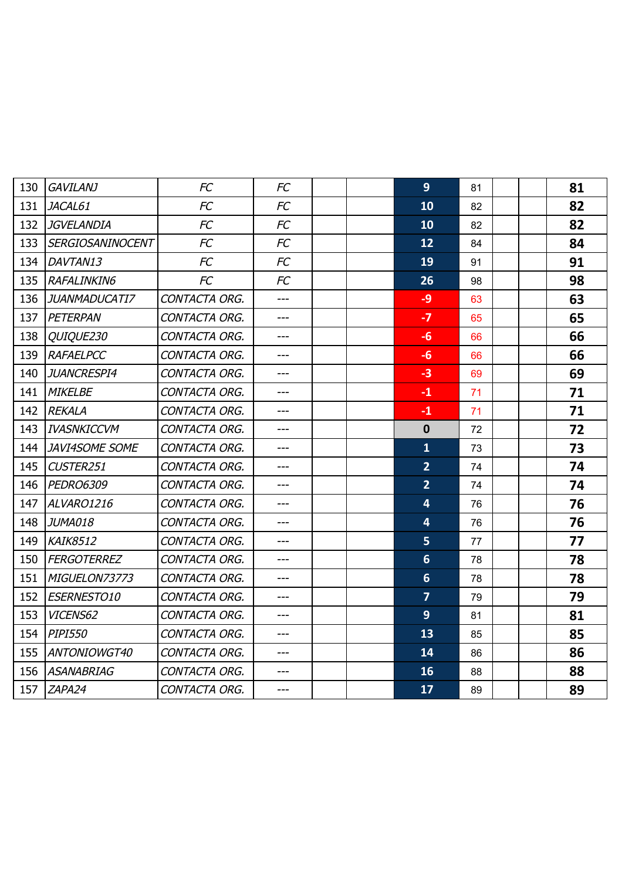| | | | | | | | | | | |
|---|---|---|---|---|---|---|---|---|---|---|
| 130 | *GAVILANJ* | *FC* | *FC* | | | **9** | 81 | | | **81** |
| 131 | *JACAL61* | *FC* | *FC* | | | **10** | 82 | | | **82** |
| 132 | *JGVELANDIA* | *FC* | *FC* | | | **10** | 82 | | | **82** |
| 133 | *SERGIOSANINOCENT* | *FC* | *FC* | | | **12** | 84 | | | **84** |
| 134 | *DAVTAN13* | *FC* | *FC* | | | **19** | 91 | | | **91** |
| 135 | *RAFALINKIN6* | *FC* | *FC* | | | **26** | 98 | | | **98** |
| 136 | *JUANMADUCATI7* | *CONTACTA ORG.* | --- | | | **-9** | 63 | | | **63** |
| 137 | *PETERPAN* | *CONTACTA ORG.* | --- | | | **-7** | 65 | | | **65** |
| 138 | *QUIQUE230* | *CONTACTA ORG.* | --- | | | **-6** | 66 | | | **66** |
| 139 | *RAFAELPCC* | *CONTACTA ORG.* | --- | | | **-6** | 66 | | | **66** |
| 140 | *JUANCRESPI4* | *CONTACTA ORG.* | --- | | | **-3** | 69 | | | **69** |
| 141 | *MIKELBE* | *CONTACTA ORG.* | --- | | | **-1** | 71 | | | **71** |
| 142 | *REKALA* | *CONTACTA ORG.* | --- | | | **-1** | 71 | | | **71** |
| 143 | *IVASNKICCVM* | *CONTACTA ORG.* | --- | | | **0** | 72 | | | **72** |
| 144 | *JAVI4SOME SOME* | *CONTACTA ORG.* | --- | | | **1** | 73 | | | **73** |
| 145 | *CUSTER251* | *CONTACTA ORG.* | --- | | | **2** | 74 | | | **74** |
| 146 | *PEDRO6309* | *CONTACTA ORG.* | --- | | | **2** | 74 | | | **74** |
| 147 | *ALVARO1216* | *CONTACTA ORG.* | --- | | | **4** | 76 | | | **76** |
| 148 | *JUMA018* | *CONTACTA ORG.* | --- | | | **4** | 76 | | | **76** |
| 149 | *KAIK8512* | *CONTACTA ORG.* | --- | | | **5** | 77 | | | **77** |
| 150 | *FERGOTERREZ* | *CONTACTA ORG.* | --- | | | **6** | 78 | | | **78** |
| 151 | *MIGUELON73773* | *CONTACTA ORG.* | --- | | | **6** | 78 | | | **78** |
| 152 | *ESERNESTO10* | *CONTACTA ORG.* | --- | | | **7** | 79 | | | **79** |
| 153 | *VICENS62* | *CONTACTA ORG.* | --- | | | **9** | 81 | | | **81** |
| 154 | *PIPI550* | *CONTACTA ORG.* | --- | | | **13** | 85 | | | **85** |
| 155 | *ANTONIOWGT40* | *CONTACTA ORG.* | --- | | | **14** | 86 | | | **86** |
| 156 | *ASANABRIAG* | *CONTACTA ORG.* | --- | | | **16** | 88 | | | **88** |
| 157 | *ZAPA24* | *CONTACTA ORG.* | --- | | | **17** | 89 | | | **89** |